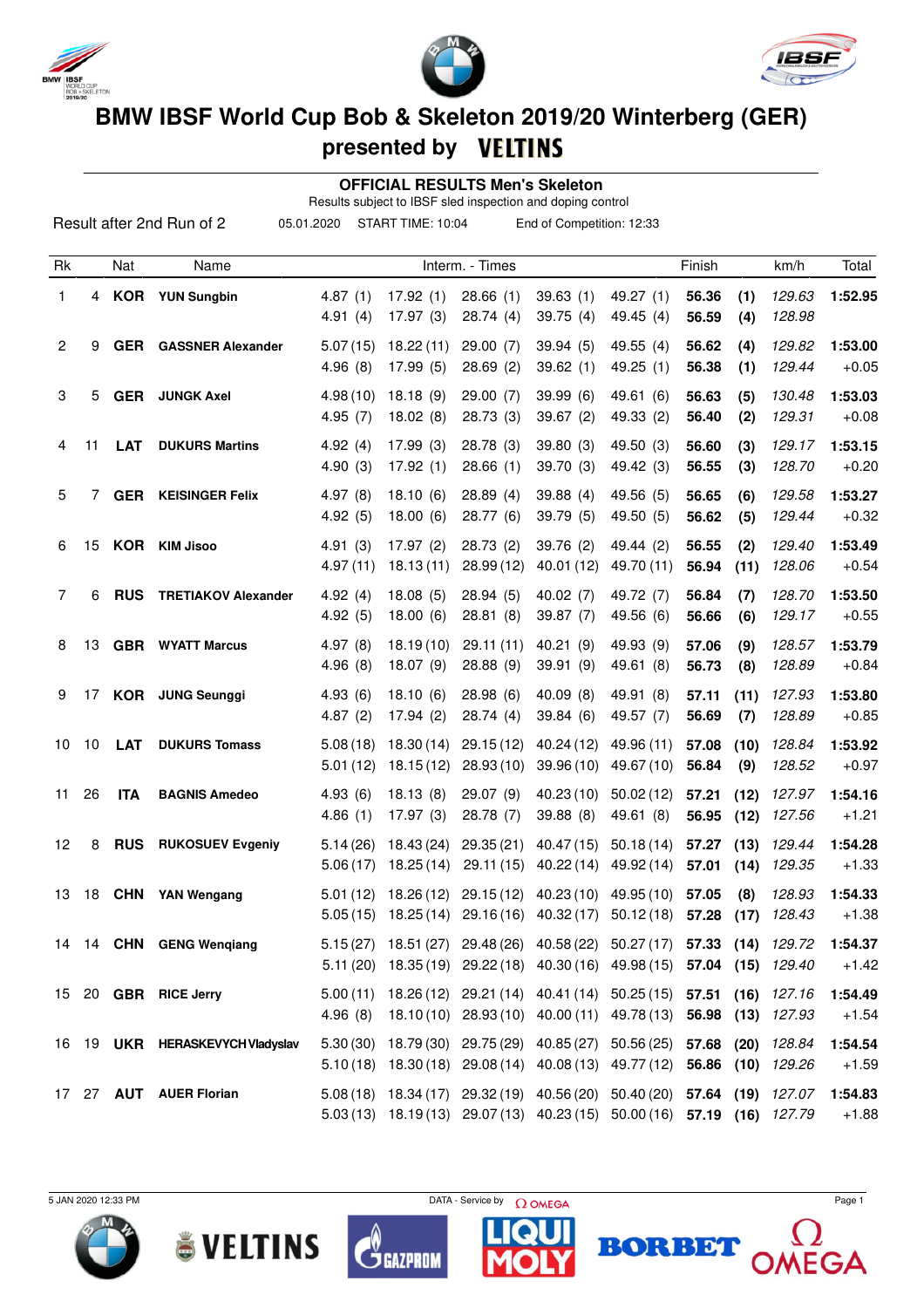# BMW IBSF World Cup Bob & Skeleton 2019/20 Winterberg (GER)

## presented by VELTINS

### OFFICIAL RESULTS Men's Skeleton

Results subject to IBSF sled inspection and doping control

Result after 2nd Run of 2 | 05.01.2020 | START TIME: 10:04 | End of Competition: 12:33

| Rk | | Nat | Name | Interm. - Times | | | | | Finish | | km/h | Total |
|---|---|---|---|---|---|---|---|---|---|---|---|---|
| 1 | 4 | **KOR** | **YUN Sungbin** | 4.87 (1) | 17.92 (1) | 28.66 (1) | 39.63 (1) | 49.27 (1) | **56.36** | **(1)** | *129.63* | **1:52.95** |
| | | | | 4.91 (4) | 17.97 (3) | 28.74 (4) | 39.75 (4) | 49.45 (4) | **56.59** | **(4)** | *128.98* | |
| 2 | 9 | **GER** | **GASSNER Alexander** | 5.07 (15) | 18.22 (11) | 29.00 (7) | 39.94 (5) | 49.55 (4) | **56.62** | **(4)** | *129.82* | **1:53.00** |
| | | | | 4.96 (8) | 17.99 (5) | 28.69 (2) | 39.62 (1) | 49.25 (1) | **56.38** | **(1)** | *129.44* | +0.05 |
| 3 | 5 | **GER** | **JUNGK Axel** | 4.98 (10) | 18.18 (9) | 29.00 (7) | 39.99 (6) | 49.61 (6) | **56.63** | **(5)** | *130.48* | **1:53.03** |
| | | | | 4.95 (7) | 18.02 (8) | 28.73 (3) | 39.67 (2) | 49.33 (2) | **56.40** | **(2)** | *129.31* | +0.08 |
| 4 | 11 | **LAT** | **DUKURS Martins** | 4.92 (4) | 17.99 (3) | 28.78 (3) | 39.80 (3) | 49.50 (3) | **56.60** | **(3)** | *129.17* | **1:53.15** |
| | | | | 4.90 (3) | 17.92 (1) | 28.66 (1) | 39.70 (3) | 49.42 (3) | **56.55** | **(3)** | *128.70* | +0.20 |
| 5 | 7 | **GER** | **KEISINGER Felix** | 4.97 (8) | 18.10 (6) | 28.89 (4) | 39.88 (4) | 49.56 (5) | **56.65** | **(6)** | *129.58* | **1:53.27** |
| | | | | 4.92 (5) | 18.00 (6) | 28.77 (6) | 39.79 (5) | 49.50 (5) | **56.62** | **(5)** | *129.44* | +0.32 |
| 6 | 15 | **KOR** | **KIM Jisoo** | 4.91 (3) | 17.97 (2) | 28.73 (2) | 39.76 (2) | 49.44 (2) | **56.55** | **(2)** | *129.40* | **1:53.49** |
| | | | | 4.97 (11) | 18.13 (11) | 28.99 (12) | 40.01 (12) | 49.70 (11) | **56.94** | **(11)** | *128.06* | +0.54 |
| 7 | 6 | **RUS** | **TRETIAKOV Alexander** | 4.92 (4) | 18.08 (5) | 28.94 (5) | 40.02 (7) | 49.72 (7) | **56.84** | **(7)** | *128.70* | **1:53.50** |
| | | | | 4.92 (5) | 18.00 (6) | 28.81 (8) | 39.87 (7) | 49.56 (6) | **56.66** | **(6)** | *129.17* | +0.55 |
| 8 | 13 | **GBR** | **WYATT Marcus** | 4.97 (8) | 18.19 (10) | 29.11 (11) | 40.21 (9) | 49.93 (9) | **57.06** | **(9)** | *128.57* | **1:53.79** |
| | | | | 4.96 (8) | 18.07 (9) | 28.88 (9) | 39.91 (9) | 49.61 (8) | **56.73** | **(8)** | *128.89* | +0.84 |
| 9 | 17 | **KOR** | **JUNG Seunggi** | 4.93 (6) | 18.10 (6) | 28.98 (6) | 40.09 (8) | 49.91 (8) | **57.11** | **(11)** | *127.93* | **1:53.80** |
| | | | | 4.87 (2) | 17.94 (2) | 28.74 (4) | 39.84 (6) | 49.57 (7) | **56.69** | **(7)** | *128.89* | +0.85 |
| 10 | 10 | **LAT** | **DUKURS Tomass** | 5.08 (18) | 18.30 (14) | 29.15 (12) | 40.24 (12) | 49.96 (11) | **57.08** | **(10)** | *128.84* | **1:53.92** |
| | | | | 5.01 (12) | 18.15 (12) | 28.93 (10) | 39.96 (10) | 49.67 (10) | **56.84** | **(9)** | *128.52* | +0.97 |
| 11 | 26 | **ITA** | **BAGNIS Amedeo** | 4.93 (6) | 18.13 (8) | 29.07 (9) | 40.23 (10) | 50.02 (12) | **57.21** | **(12)** | *127.97* | **1:54.16** |
| | | | | 4.86 (1) | 17.97 (3) | 28.78 (7) | 39.88 (8) | 49.61 (8) | **56.95** | **(12)** | *127.56* | +1.21 |
| 12 | 8 | **RUS** | **RUKOSUEV Evgeniy** | 5.14 (26) | 18.43 (24) | 29.35 (21) | 40.47 (15) | 50.18 (14) | **57.27** | **(13)** | *129.44* | **1:54.28** |
| | | | | 5.06 (17) | 18.25 (14) | 29.11 (15) | 40.22 (14) | 49.92 (14) | **57.01** | **(14)** | *129.35* | +1.33 |
| 13 | 18 | **CHN** | **YAN Wengang** | 5.01 (12) | 18.26 (12) | 29.15 (12) | 40.23 (10) | 49.95 (10) | **57.05** | **(8)** | *128.93* | **1:54.33** |
| | | | | 5.05 (15) | 18.25 (14) | 29.16 (16) | 40.32 (17) | 50.12 (18) | **57.28** | **(17)** | *128.43* | +1.38 |
| 14 | 14 | **CHN** | **GENG Wenqiang** | 5.15 (27) | 18.51 (27) | 29.48 (26) | 40.58 (22) | 50.27 (17) | **57.33** | **(14)** | *129.72* | **1:54.37** |
| | | | | 5.11 (20) | 18.35 (19) | 29.22 (18) | 40.30 (16) | 49.98 (15) | **57.04** | **(15)** | *129.40* | +1.42 |
| 15 | 20 | **GBR** | **RICE Jerry** | 5.00 (11) | 18.26 (12) | 29.21 (14) | 40.41 (14) | 50.25 (15) | **57.51** | **(16)** | *127.16* | **1:54.49** |
| | | | | 4.96 (8) | 18.10 (10) | 28.93 (10) | 40.00 (11) | 49.78 (13) | **56.98** | **(13)** | *127.93* | +1.54 |
| 16 | 19 | **UKR** | **HERASKEVYCH Vladyslav** | 5.30 (30) | 18.79 (30) | 29.75 (29) | 40.85 (27) | 50.56 (25) | **57.68** | **(20)** | *128.84* | **1:54.54** |
| | | | | 5.10 (18) | 18.30 (18) | 29.08 (14) | 40.08 (13) | 49.77 (12) | **56.86** | **(10)** | *129.26* | +1.59 |
| 17 | 27 | **AUT** | **AUER Florian** | 5.08 (18) | 18.34 (17) | 29.32 (19) | 40.56 (20) | 50.40 (20) | **57.64** | **(19)** | *127.07* | **1:54.83** |
| | | | | 5.03 (13) | 18.19 (13) | 29.07 (13) | 40.23 (15) | 50.00 (16) | **57.19** | **(16)** | *127.79* | +1.88 |

5 JAN 2020 12:33 PM

DATA - Service by OMEGA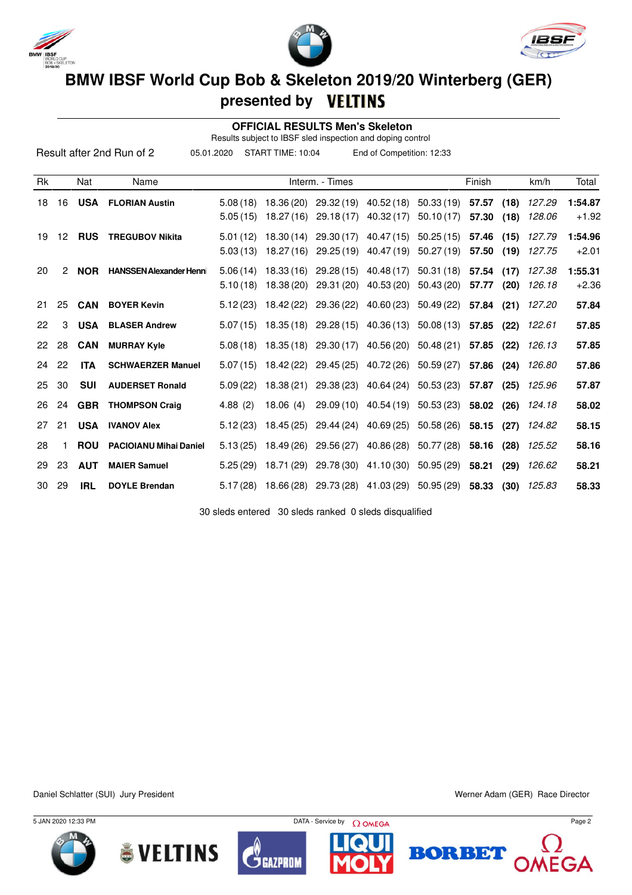# BMW IBSF World Cup Bob & Skeleton 2019/20 Winterberg (GER)

## presented by VELTINS

### OFFICIAL RESULTS Men's Skeleton

Results subject to IBSF sled inspection and doping control

Result after 2nd Run of 2    05.01.2020    START TIME: 10:04    End of Competition: 12:33

| Rk | | Nat | Name | Interm. - Times | | | | | Finish | | km/h | Total |
|---|---|---|---|---|---|---|---|---|---|---|---|---|
| 18 | 16 | **USA** | **FLORIAN Austin** | 5.08 (18) | 18.36 (20) | 29.32 (19) | 40.52 (18) | 50.33 (19) | **57.57** | **(18)** | *127.29* | **1:54.87** |
| | | | | 5.05 (15) | 18.27 (16) | 29.18 (17) | 40.32 (17) | 50.10 (17) | **57.30** | **(18)** | *128.06* | +1.92 |
| 19 | 12 | **RUS** | **TREGUBOV Nikita** | 5.01 (12) | 18.30 (14) | 29.30 (17) | 40.47 (15) | 50.25 (15) | **57.46** | **(15)** | *127.79* | **1:54.96** |
| | | | | 5.03 (13) | 18.27 (16) | 29.25 (19) | 40.47 (19) | 50.27 (19) | **57.50** | **(19)** | *127.75* | +2.01 |
| 20 | 2 | **NOR** | **HANSSEN Alexander Henni** | 5.06 (14) | 18.33 (16) | 29.28 (15) | 40.48 (17) | 50.31 (18) | **57.54** | **(17)** | *127.38* | **1:55.31** |
| | | | | 5.10 (18) | 18.38 (20) | 29.31 (20) | 40.53 (20) | 50.43 (20) | **57.77** | **(20)** | *126.18* | +2.36 |
| 21 | 25 | **CAN** | **BOYER Kevin** | 5.12 (23) | 18.42 (22) | 29.36 (22) | 40.60 (23) | 50.49 (22) | **57.84** | **(21)** | *127.20* | **57.84** |
| 22 | 3 | **USA** | **BLASER Andrew** | 5.07 (15) | 18.35 (18) | 29.28 (15) | 40.36 (13) | 50.08 (13) | **57.85** | **(22)** | *122.61* | **57.85** |
| 22 | 28 | **CAN** | **MURRAY Kyle** | 5.08 (18) | 18.35 (18) | 29.30 (17) | 40.56 (20) | 50.48 (21) | **57.85** | **(22)** | *126.13* | **57.85** |
| 24 | 22 | **ITA** | **SCHWAERZER Manuel** | 5.07 (15) | 18.42 (22) | 29.45 (25) | 40.72 (26) | 50.59 (27) | **57.86** | **(24)** | *126.80* | **57.86** |
| 25 | 30 | **SUI** | **AUDERSET Ronald** | 5.09 (22) | 18.38 (21) | 29.38 (23) | 40.64 (24) | 50.53 (23) | **57.87** | **(25)** | *125.96* | **57.87** |
| 26 | 24 | **GBR** | **THOMPSON Craig** | 4.88 (2) | 18.06 (4) | 29.09 (10) | 40.54 (19) | 50.53 (23) | **58.02** | **(26)** | *124.18* | **58.02** |
| 27 | 21 | **USA** | **IVANOV Alex** | 5.12 (23) | 18.45 (25) | 29.44 (24) | 40.69 (25) | 50.58 (26) | **58.15** | **(27)** | *124.82* | **58.15** |
| 28 | 1 | **ROU** | **PACIOIANU Mihai Daniel** | 5.13 (25) | 18.49 (26) | 29.56 (27) | 40.86 (28) | 50.77 (28) | **58.16** | **(28)** | *125.52* | **58.16** |
| 29 | 23 | **AUT** | **MAIER Samuel** | 5.25 (29) | 18.71 (29) | 29.78 (30) | 41.10 (30) | 50.95 (29) | **58.21** | **(29)** | *126.62* | **58.21** |
| 30 | 29 | **IRL** | **DOYLE Brendan** | 5.17 (28) | 18.66 (28) | 29.73 (28) | 41.03 (29) | 50.95 (29) | **58.33** | **(30)** | *125.83* | **58.33** |

30 sleds entered   30 sleds ranked   0 sleds disqualified

Daniel Schlatter (SUI) Jury President

Werner Adam (GER) Race Director

5 JAN 2020 12:33 PM    DATA - Service by OMEGA